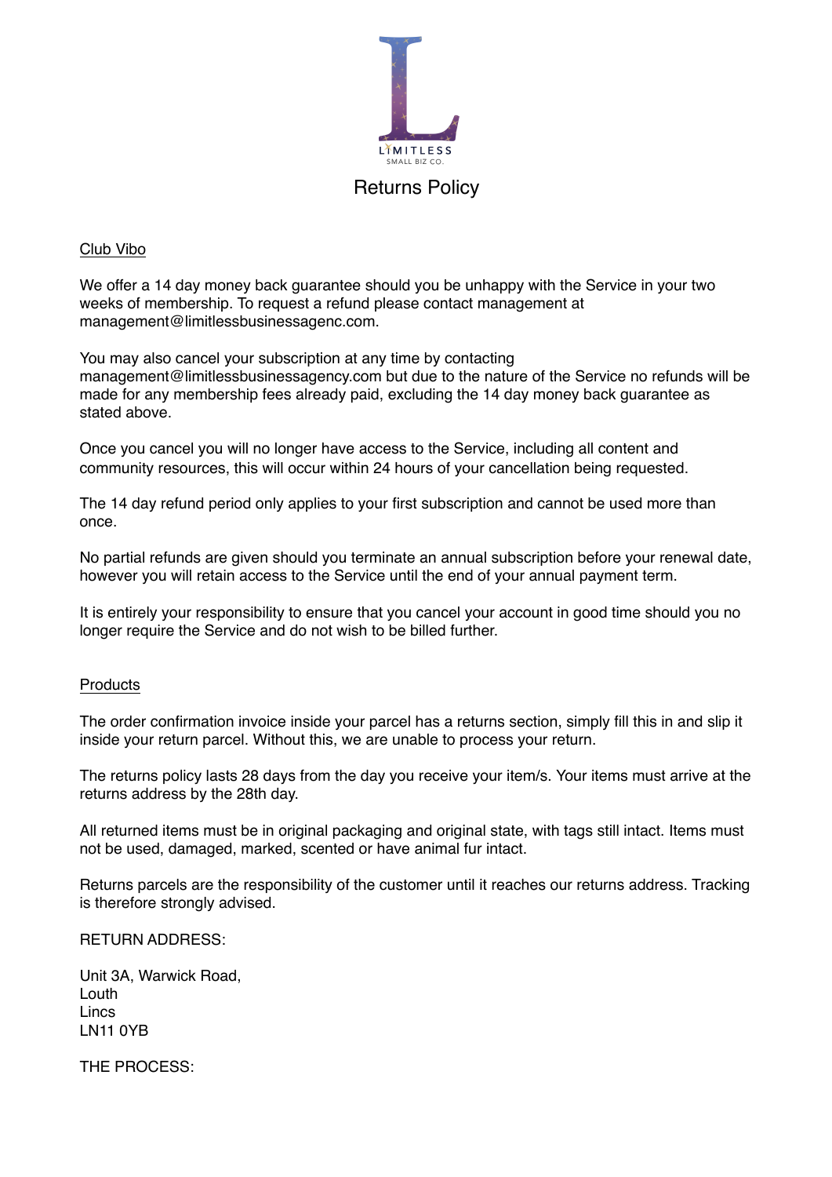LIMITLESS
SMALL BIZ CO.

# Returns Policy

## Club Vibo

We offer a 14 day money back guarantee should you be unhappy with the Service in your two weeks of membership. To request a refund please contact management at management@limitlessbusinessagenc.com.

You may also cancel your subscription at any time by contacting management@limitlessbusinessagency.com but due to the nature of the Service no refunds will be made for any membership fees already paid, excluding the 14 day money back guarantee as stated above.

Once you cancel you will no longer have access to the Service, including all content and community resources, this will occur within 24 hours of your cancellation being requested.

The 14 day refund period only applies to your first subscription and cannot be used more than once.

No partial refunds are given should you terminate an annual subscription before your renewal date, however you will retain access to the Service until the end of your annual payment term.

It is entirely your responsibility to ensure that you cancel your account in good time should you no longer require the Service and do not wish to be billed further.

## Products

The order confirmation invoice inside your parcel has a returns section, simply fill this in and slip it inside your return parcel. Without this, we are unable to process your return.

The returns policy lasts 28 days from the day you receive your item/s. Your items must arrive at the returns address by the 28th day.

All returned items must be in original packaging and original state, with tags still intact. Items must not be used, damaged, marked, scented or have animal fur intact.

Returns parcels are the responsibility of the customer until it reaches our returns address. Tracking is therefore strongly advised.

RETURN ADDRESS:

Unit 3A, Warwick Road,
Louth
Lincs
LN11 0YB

THE PROCESS: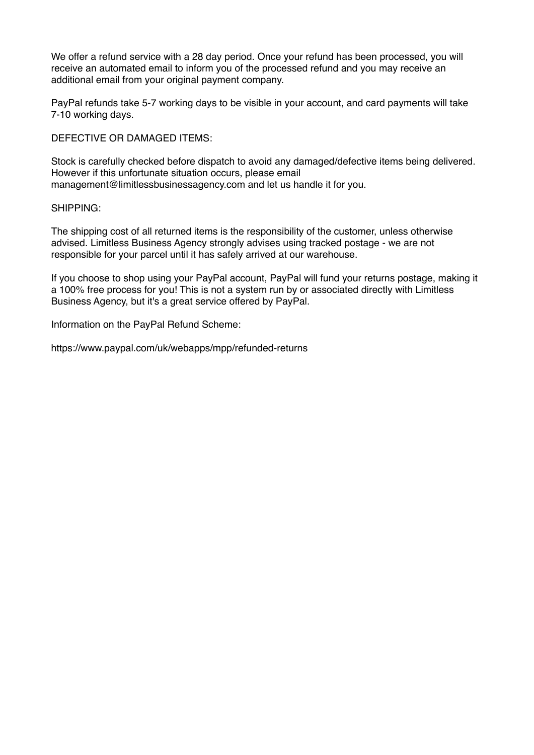We offer a refund service with a 28 day period. Once your refund has been processed, you will receive an automated email to inform you of the processed refund and you may receive an additional email from your original payment company.

PayPal refunds take 5-7 working days to be visible in your account, and card payments will take 7-10 working days.

DEFECTIVE OR DAMAGED ITEMS:

Stock is carefully checked before dispatch to avoid any damaged/defective items being delivered. However if this unfortunate situation occurs, please email management@limitlessbusinessagency.com and let us handle it for you.

SHIPPING:

The shipping cost of all returned items is the responsibility of the customer, unless otherwise advised. Limitless Business Agency strongly advises using tracked postage - we are not responsible for your parcel until it has safely arrived at our warehouse.

If you choose to shop using your PayPal account, PayPal will fund your returns postage, making it a 100% free process for you! This is not a system run by or associated directly with Limitless Business Agency, but it's a great service offered by PayPal.

Information on the PayPal Refund Scheme:

https://www.paypal.com/uk/webapps/mpp/refunded-returns